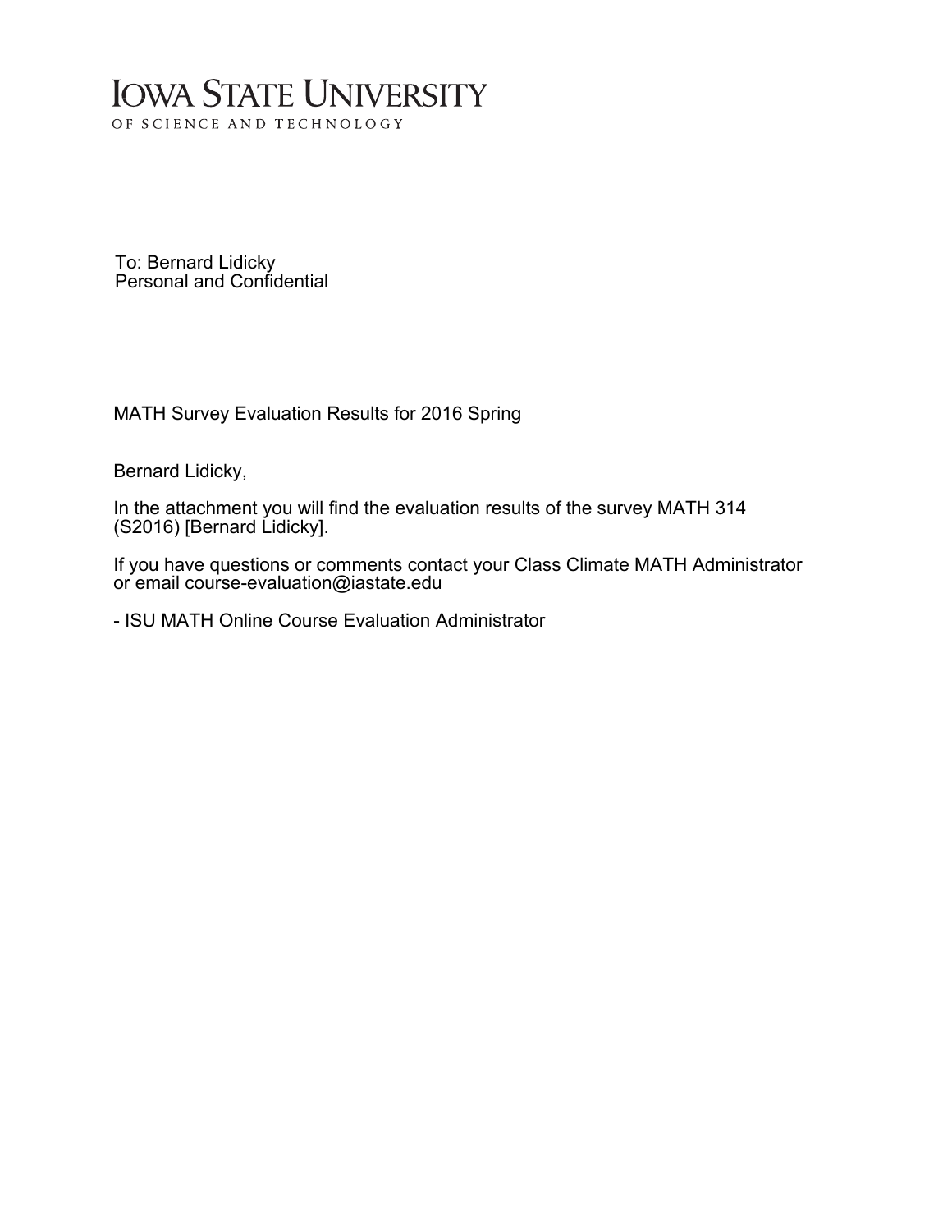# IOWA STATE UNIVERSITY

OF SCIENCE AND TECHNOLOGY

To: Bernard Lidicky
Personal and Confidential

MATH Survey Evaluation Results for 2016 Spring

Bernard Lidicky,

In the attachment you will find the evaluation results of the survey MATH 314 (S2016) [Bernard Lidicky].

If you have questions or comments contact your Class Climate MATH Administrator or email course-evaluation@iastate.edu

- ISU MATH Online Course Evaluation Administrator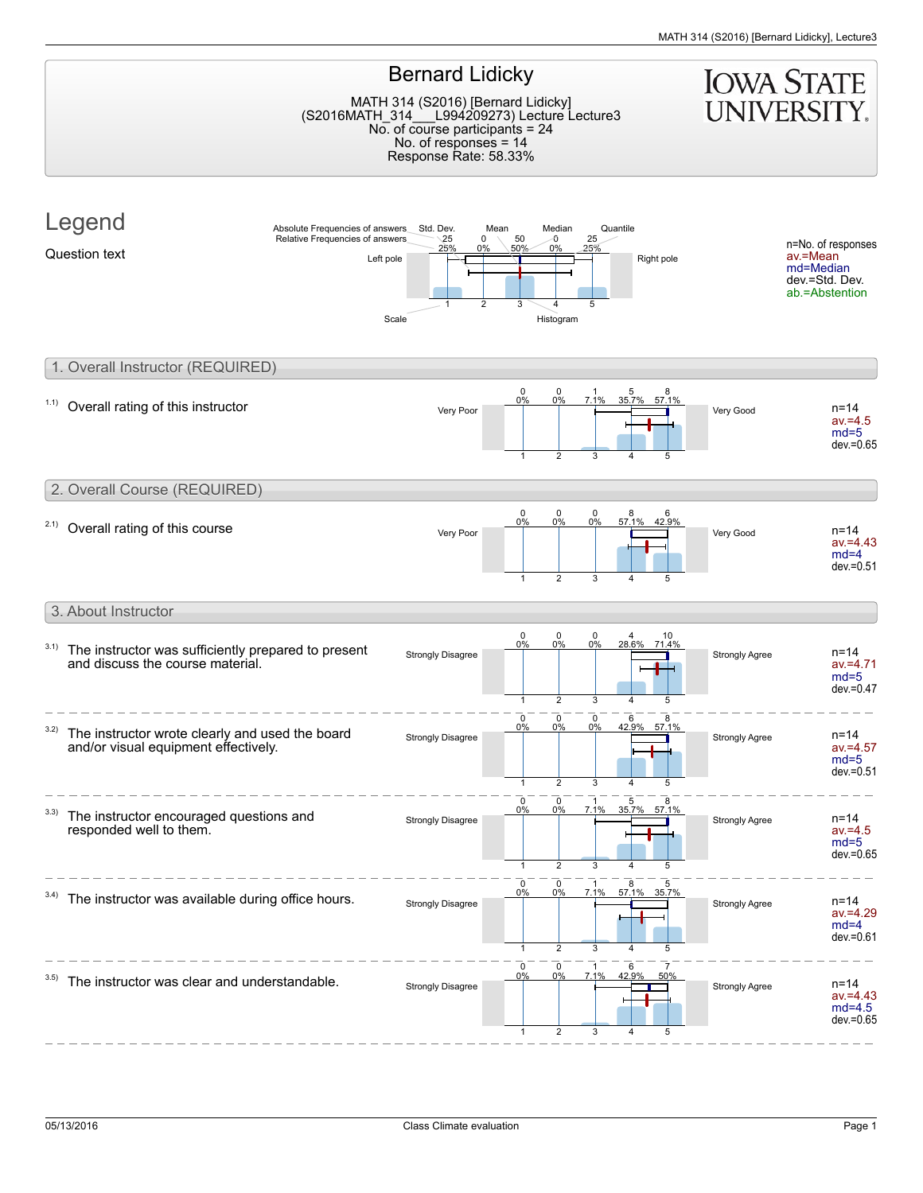# Bernard Lidicky

MATH 314 (S2016) [Bernard Lidicky]
(S2016MATH_314___L994209273) Lecture Lecture3
No. of course participants = 24
No. of responses = 14
Response Rate: 58.33%

## Legend

Question text

Absolute Frequencies of answers / Relative Frequencies of answers — Std. Dev. — Mean — Median — Quantile — Left pole — Right pole — Scale — Histogram

n=No. of responses
av.=Mean
md=Median
dev.=Std. Dev.
ab.=Abstention

## 1. Overall Instructor (REQUIRED)

1.1) Overall rating of this instructor

| Left pole | 1 | 2 | 3 | 4 | 5 | Right pole | Statistics |
|---|---|---|---|---|---|---|---|
| Very Poor | 0 (0%) | 0 (0%) | 1 (7.1%) | 5 (35.7%) | 8 (57.1%) | Very Good | n=14, av.=4.5, md=5, dev.=0.65 |

## 2. Overall Course (REQUIRED)

2.1) Overall rating of this course

| Left pole | 1 | 2 | 3 | 4 | 5 | Right pole | Statistics |
|---|---|---|---|---|---|---|---|
| Very Poor | 0 (0%) | 0 (0%) | 0 (0%) | 8 (57.1%) | 6 (42.9%) | Very Good | n=14, av.=4.43, md=4, dev.=0.51 |

## 3. About Instructor

| Question | Left pole | 1 | 2 | 3 | 4 | 5 | Right pole | Statistics |
|---|---|---|---|---|---|---|---|---|
| 3.1) The instructor was sufficiently prepared to present and discuss the course material. | Strongly Disagree | 0 (0%) | 0 (0%) | 0 (0%) | 4 (28.6%) | 10 (71.4%) | Strongly Agree | n=14, av.=4.71, md=5, dev.=0.47 |
| 3.2) The instructor wrote clearly and used the board and/or visual equipment effectively. | Strongly Disagree | 0 (0%) | 0 (0%) | 0 (0%) | 6 (42.9%) | 8 (57.1%) | Strongly Agree | n=14, av.=4.57, md=5, dev.=0.51 |
| 3.3) The instructor encouraged questions and responded well to them. | Strongly Disagree | 0 (0%) | 0 (0%) | 1 (7.1%) | 5 (35.7%) | 8 (57.1%) | Strongly Agree | n=14, av.=4.5, md=5, dev.=0.65 |
| 3.4) The instructor was available during office hours. | Strongly Disagree | 0 (0%) | 0 (0%) | 1 (7.1%) | 8 (57.1%) | 5 (35.7%) | Strongly Agree | n=14, av.=4.29, md=4, dev.=0.61 |
| 3.5) The instructor was clear and understandable. | Strongly Disagree | 0 (0%) | 0 (0%) | 1 (7.1%) | 6 (42.9%) | 7 (50%) | Strongly Agree | n=14, av.=4.43, md=4.5, dev.=0.65 |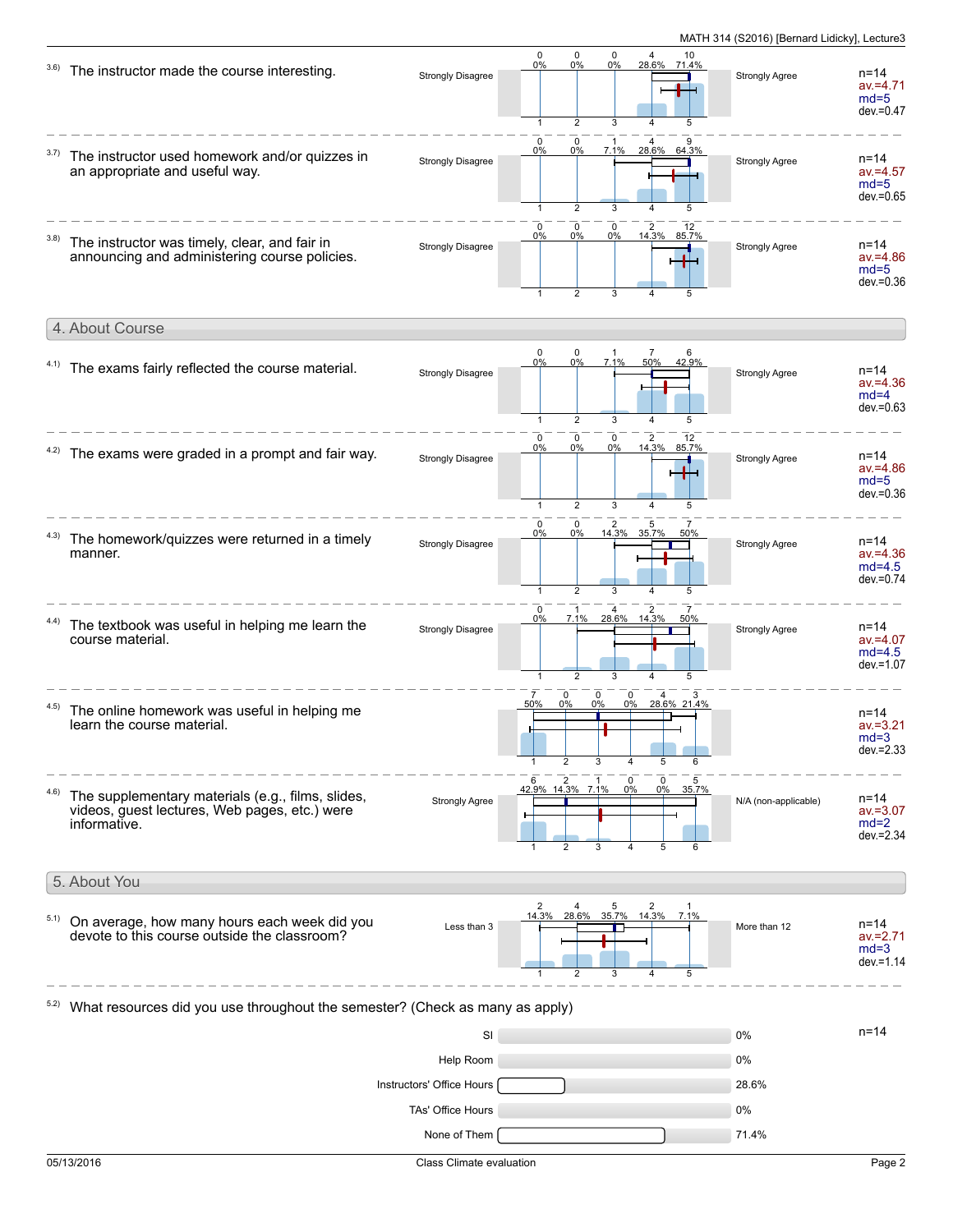3.6) The instructor made the course interesting.

| Strongly Disagree | 1 | 2 | 3 | 4 | 5 | Strongly Agree |
|---|---|---|---|---|---|---|
| Count | 0 | 0 | 0 | 4 | 10 | |
| Percent | 0% | 0% | 0% | 28.6% | 71.4% | |

n=14 av.=4.71 md=5 dev.=0.47

3.7) The instructor used homework and/or quizzes in an appropriate and useful way.

| Strongly Disagree | 1 | 2 | 3 | 4 | 5 | Strongly Agree |
|---|---|---|---|---|---|---|
| Count | 0 | 0 | 1 | 4 | 9 | |
| Percent | 0% | 0% | 7.1% | 28.6% | 64.3% | |

n=14 av.=4.57 md=5 dev.=0.65

3.8) The instructor was timely, clear, and fair in announcing and administering course policies.

| Strongly Disagree | 1 | 2 | 3 | 4 | 5 | Strongly Agree |
|---|---|---|---|---|---|---|
| Count | 0 | 0 | 0 | 2 | 12 | |
| Percent | 0% | 0% | 0% | 14.3% | 85.7% | |

n=14 av.=4.86 md=5 dev.=0.36

## 4. About Course

4.1) The exams fairly reflected the course material.

| Strongly Disagree | 1 | 2 | 3 | 4 | 5 | Strongly Agree |
|---|---|---|---|---|---|---|
| Count | 0 | 0 | 1 | 7 | 6 | |
| Percent | 0% | 0% | 7.1% | 50% | 42.9% | |

n=14 av.=4.36 md=4 dev.=0.63

4.2) The exams were graded in a prompt and fair way.

| Strongly Disagree | 1 | 2 | 3 | 4 | 5 | Strongly Agree |
|---|---|---|---|---|---|---|
| Count | 0 | 0 | 0 | 2 | 12 | |
| Percent | 0% | 0% | 0% | 14.3% | 85.7% | |

n=14 av.=4.86 md=5 dev.=0.36

4.3) The homework/quizzes were returned in a timely manner.

| Strongly Disagree | 1 | 2 | 3 | 4 | 5 | Strongly Agree |
|---|---|---|---|---|---|---|
| Count | 0 | 0 | 2 | 5 | 7 | |
| Percent | 0% | 0% | 14.3% | 35.7% | 50% | |

n=14 av.=4.36 md=4.5 dev.=0.74

4.4) The textbook was useful in helping me learn the course material.

| Strongly Disagree | 1 | 2 | 3 | 4 | 5 | Strongly Agree |
|---|---|---|---|---|---|---|
| Count | 0 | 1 | 4 | 2 | 7 | |
| Percent | 0% | 7.1% | 28.6% | 14.3% | 50% | |

n=14 av.=4.07 md=4.5 dev.=1.07

4.5) The online homework was useful in helping me learn the course material.

| | 1 | 2 | 3 | 4 | 5 | 6 |
|---|---|---|---|---|---|---|
| Count | 7 | 0 | 0 | 0 | 4 | 3 |
| Percent | 50% | 0% | 0% | 0% | 28.6% | 21.4% |

n=14 av.=3.21 md=3 dev.=2.33

4.6) The supplementary materials (e.g., films, slides, videos, guest lectures, Web pages, etc.) were informative.

| Strongly Agree | 1 | 2 | 3 | 4 | 5 | 6 | N/A (non-applicable) |
|---|---|---|---|---|---|---|---|
| Count | 6 | 2 | 1 | 0 | 0 | 5 | |
| Percent | 42.9% | 14.3% | 7.1% | 0% | 0% | 35.7% | |

n=14 av.=3.07 md=2 dev.=2.34

## 5. About You

5.1) On average, how many hours each week did you devote to this course outside the classroom?

| Less than 3 | 1 | 2 | 3 | 4 | 5 | More than 12 |
|---|---|---|---|---|---|---|
| Count | 2 | 4 | 5 | 2 | 1 | |
| Percent | 14.3% | 28.6% | 35.7% | 14.3% | 7.1% | |

n=14 av.=2.71 md=3 dev.=1.14

5.2) What resources did you use throughout the semester? (Check as many as apply)

n=14

| Resource | Percent |
|---|---|
| SI | 0% |
| Help Room | 0% |
| Instructors' Office Hours | 28.6% |
| TAs' Office Hours | 0% |
| None of Them | 71.4% |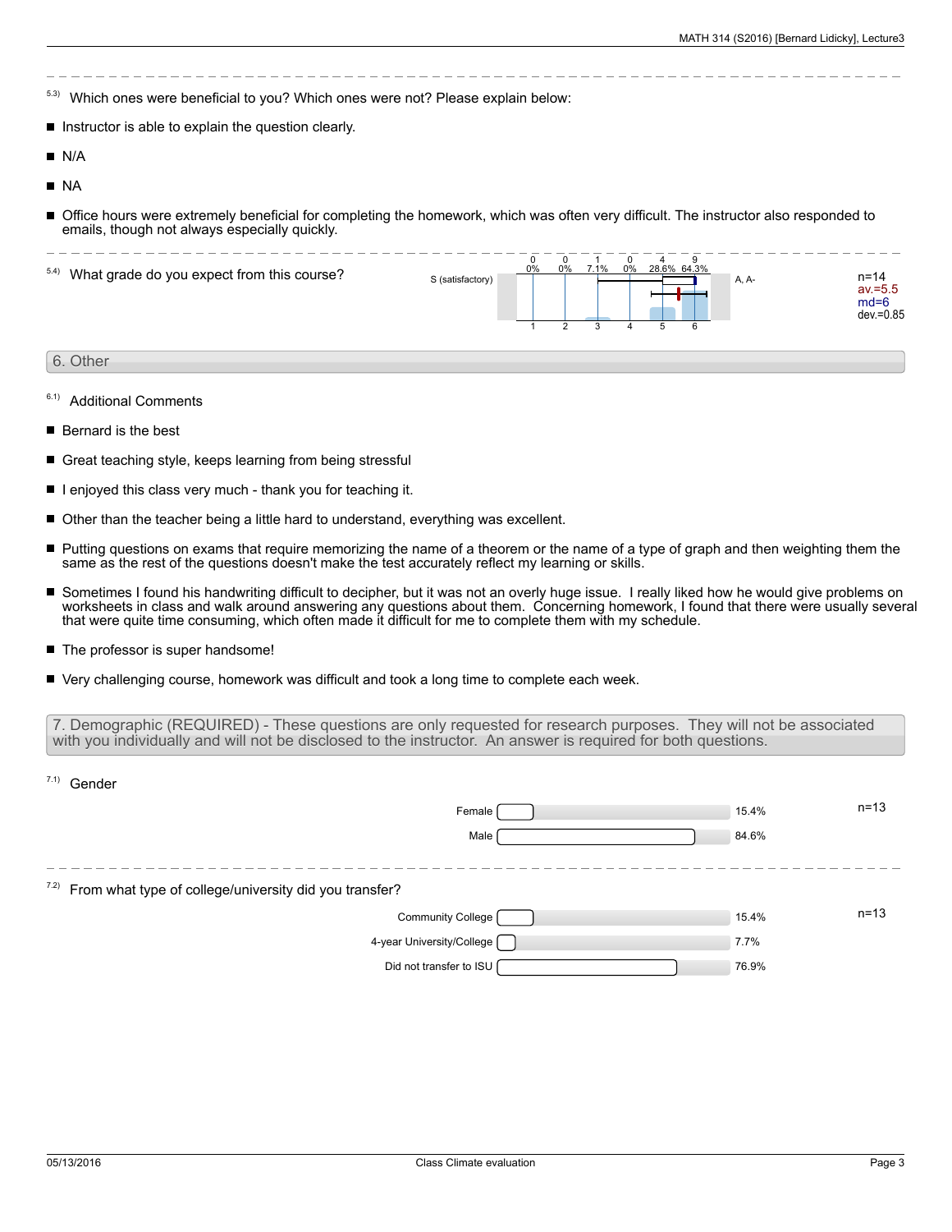5.3) Which ones were beneficial to you? Which ones were not? Please explain below:

- Instructor is able to explain the question clearly.
- N/A
- NA
- Office hours were extremely beneficial for completing the homework, which was often very difficult. The instructor also responded to emails, though not always especially quickly.

5.4) What grade do you expect from this course?

| S (satisfactory) | 1 | 2 | 3 | 4 | 5 | 6 | A, A- |
|---|---|---|---|---|---|---|---|
| Count | 0 | 0 | 1 | 0 | 4 | 9 | |
| Percent | 0% | 0% | 7.1% | 0% | 28.6% | 64.3% | |

n=14
av.=5.5
md=6
dev.=0.85

## 6. Other

6.1) Additional Comments

- Bernard is the best
- Great teaching style, keeps learning from being stressful
- I enjoyed this class very much - thank you for teaching it.
- Other than the teacher being a little hard to understand, everything was excellent.
- Putting questions on exams that require memorizing the name of a theorem or the name of a type of graph and then weighting them the same as the rest of the questions doesn't make the test accurately reflect my learning or skills.
- Sometimes I found his handwriting difficult to decipher, but it was not an overly huge issue. I really liked how he would give problems on worksheets in class and walk around answering any questions about them. Concerning homework, I found that there were usually several that were quite time consuming, which often made it difficult for me to complete them with my schedule.
- The professor is super handsome!
- Very challenging course, homework was difficult and took a long time to complete each week.

## 7. Demographic (REQUIRED) - These questions are only requested for research purposes. They will not be associated with you individually and will not be disclosed to the instructor. An answer is required for both questions.

7.1) Gender

| Gender | Percent |
|---|---|
| Female | 15.4% |
| Male | 84.6% |

n=13

7.2) From what type of college/university did you transfer?

| Type | Percent |
|---|---|
| Community College | 15.4% |
| 4-year University/College | 7.7% |
| Did not transfer to ISU | 76.9% |

n=13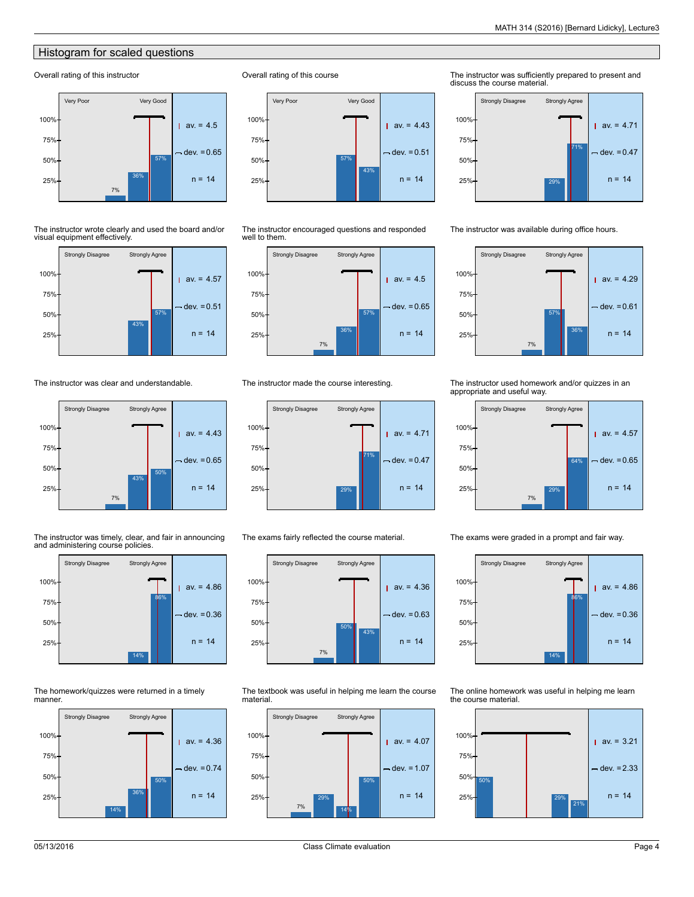## Histogram for scaled questions

**Overall rating of this instructor**

Very Poor — Very Good

7%, 36%, 57%

av. = 4.5
dev. = 0.65
n = 14

**Overall rating of this course**

Very Poor — Very Good

57%, 43%

av. = 4.43
dev. = 0.51
n = 14

**The instructor was sufficiently prepared to present and discuss the course material.**

Strongly Disagree — Strongly Agree

29%, 71%

av. = 4.71
dev. = 0.47
n = 14

**The instructor wrote clearly and used the board and/or visual equipment effectively.**

Strongly Disagree — Strongly Agree

43%, 57%

av. = 4.57
dev. = 0.51
n = 14

**The instructor encouraged questions and responded well to them.**

Strongly Disagree — Strongly Agree

7%, 36%, 57%

av. = 4.5
dev. = 0.65
n = 14

**The instructor was available during office hours.**

Strongly Disagree — Strongly Agree

7%, 57%, 36%

av. = 4.29
dev. = 0.61
n = 14

**The instructor was clear and understandable.**

Strongly Disagree — Strongly Agree

7%, 43%, 50%

av. = 4.43
dev. = 0.65
n = 14

**The instructor made the course interesting.**

Strongly Disagree — Strongly Agree

29%, 71%

av. = 4.71
dev. = 0.47
n = 14

**The instructor used homework and/or quizzes in an appropriate and useful way.**

Strongly Disagree — Strongly Agree

7%, 29%, 64%

av. = 4.57
dev. = 0.65
n = 14

**The instructor was timely, clear, and fair in announcing and administering course policies.**

Strongly Disagree — Strongly Agree

14%, 86%

av. = 4.86
dev. = 0.36
n = 14

**The exams fairly reflected the course material.**

Strongly Disagree — Strongly Agree

7%, 50%, 43%

av. = 4.36
dev. = 0.63
n = 14

**The exams were graded in a prompt and fair way.**

Strongly Disagree — Strongly Agree

14%, 86%

av. = 4.86
dev. = 0.36
n = 14

**The homework/quizzes were returned in a timely manner.**

Strongly Disagree — Strongly Agree

14%, 36%, 50%

av. = 4.36
dev. = 0.74
n = 14

**The textbook was useful in helping me learn the course material.**

Strongly Disagree — Strongly Agree

7%, 29%, 14%, 50%

av. = 4.07
dev. = 1.07
n = 14

**The online homework was useful in helping me learn the course material.**

50%, 29%, 21%

av. = 3.21
dev. = 2.33
n = 14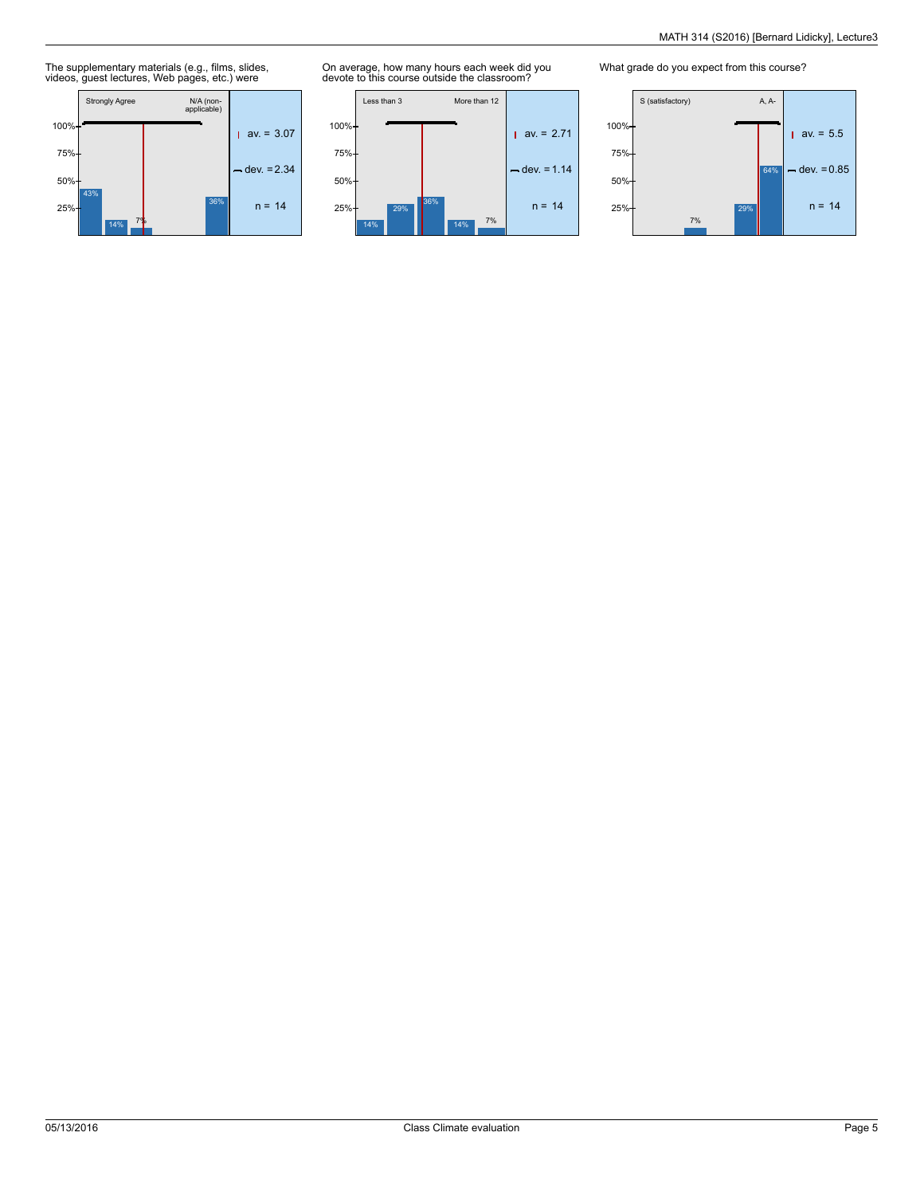The supplementary materials (e.g., films, slides, videos, guest lectures, Web pages, etc.) were

Strongly Agree — N/A (non-applicable)

| 43% | 14% | 7% | | | 36% |
|---|---|---|---|---|---|

av. = 3.07
dev. = 2.34
n = 14

On average, how many hours each week did you devote to this course outside the classroom?

Less than 3 — More than 12

| 14% | 29% | 36% | 14% | 7% |
|---|---|---|---|---|

av. = 2.71
dev. = 1.14
n = 14

What grade do you expect from this course?

S (satisfactory) — A, A-

| | | 7% | | 29% | 64% |
|---|---|---|---|---|---|

av. = 5.5
dev. = 0.85
n = 14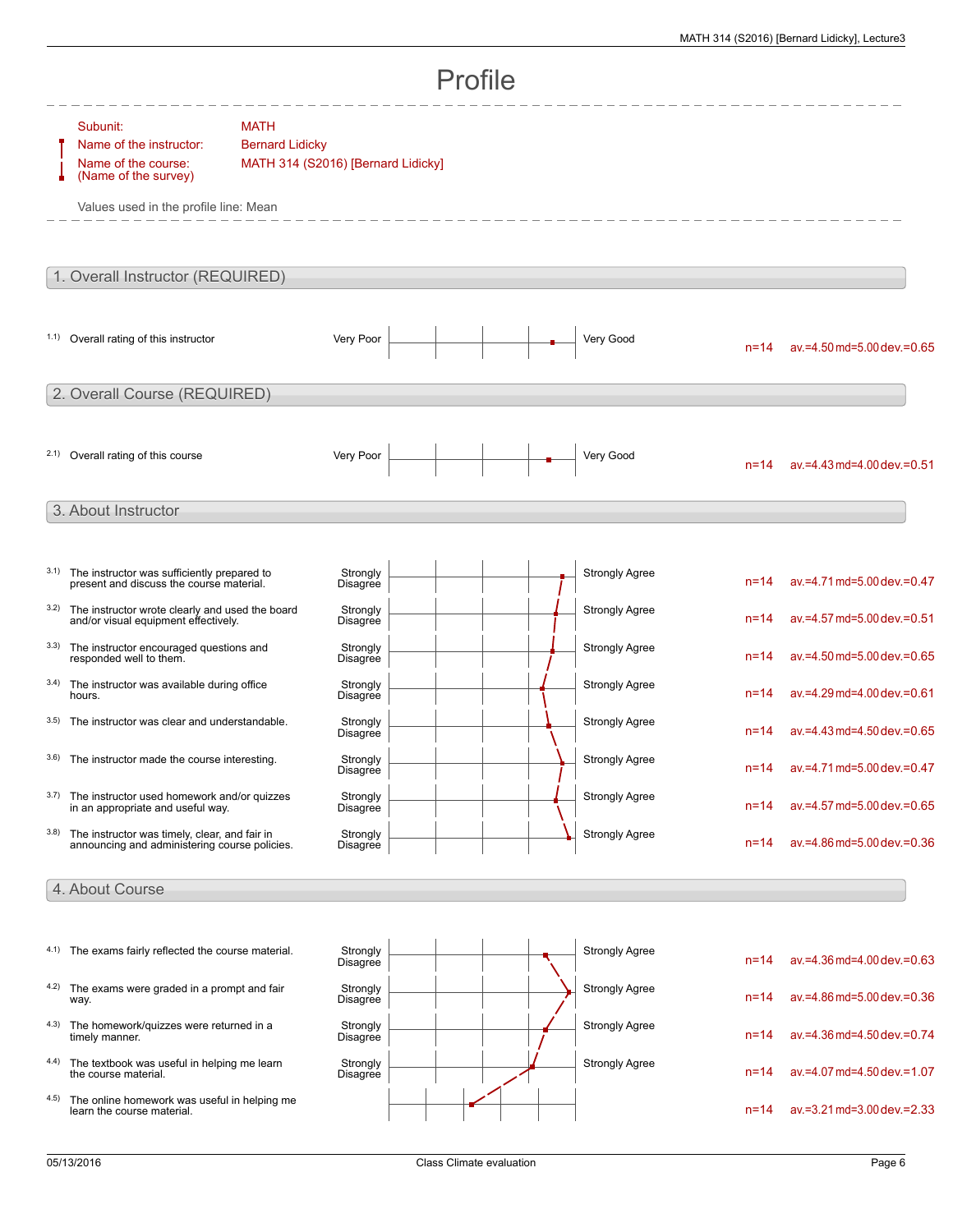# Profile

Subunit: MATH
Name of the instructor: Bernard Lidicky
Name of the course: (Name of the survey) MATH 314 (S2016) [Bernard Lidicky]

Values used in the profile line: Mean

## 1. Overall Instructor (REQUIRED)

| | Item | Left pole | Right pole | n | av. | md | dev. |
|---|---|---|---|---|---|---|---|
| 1.1) | Overall rating of this instructor | Very Poor | Very Good | n=14 | av.=4.50 | md=5.00 | dev.=0.65 |

## 2. Overall Course (REQUIRED)

| | Item | Left pole | Right pole | n | av. | md | dev. |
|---|---|---|---|---|---|---|---|
| 2.1) | Overall rating of this course | Very Poor | Very Good | n=14 | av.=4.43 | md=4.00 | dev.=0.51 |

## 3. About Instructor

| | Item | Left pole | Right pole | n | av. | md | dev. |
|---|---|---|---|---|---|---|---|
| 3.1) | The instructor was sufficiently prepared to present and discuss the course material. | Strongly Disagree | Strongly Agree | n=14 | av.=4.71 | md=5.00 | dev.=0.47 |
| 3.2) | The instructor wrote clearly and used the board and/or visual equipment effectively. | Strongly Disagree | Strongly Agree | n=14 | av.=4.57 | md=5.00 | dev.=0.51 |
| 3.3) | The instructor encouraged questions and responded well to them. | Strongly Disagree | Strongly Agree | n=14 | av.=4.50 | md=5.00 | dev.=0.65 |
| 3.4) | The instructor was available during office hours. | Strongly Disagree | Strongly Agree | n=14 | av.=4.29 | md=4.00 | dev.=0.61 |
| 3.5) | The instructor was clear and understandable. | Strongly Disagree | Strongly Agree | n=14 | av.=4.43 | md=4.50 | dev.=0.65 |
| 3.6) | The instructor made the course interesting. | Strongly Disagree | Strongly Agree | n=14 | av.=4.71 | md=5.00 | dev.=0.47 |
| 3.7) | The instructor used homework and/or quizzes in an appropriate and useful way. | Strongly Disagree | Strongly Agree | n=14 | av.=4.57 | md=5.00 | dev.=0.65 |
| 3.8) | The instructor was timely, clear, and fair in announcing and administering course policies. | Strongly Disagree | Strongly Agree | n=14 | av.=4.86 | md=5.00 | dev.=0.36 |

## 4. About Course

| | Item | Left pole | Right pole | n | av. | md | dev. |
|---|---|---|---|---|---|---|---|
| 4.1) | The exams fairly reflected the course material. | Strongly Disagree | Strongly Agree | n=14 | av.=4.36 | md=4.00 | dev.=0.63 |
| 4.2) | The exams were graded in a prompt and fair way. | Strongly Disagree | Strongly Agree | n=14 | av.=4.86 | md=5.00 | dev.=0.36 |
| 4.3) | The homework/quizzes were returned in a timely manner. | Strongly Disagree | Strongly Agree | n=14 | av.=4.36 | md=4.50 | dev.=0.74 |
| 4.4) | The textbook was useful in helping me learn the course material. | Strongly Disagree | Strongly Agree | n=14 | av.=4.07 | md=4.50 | dev.=1.07 |
| 4.5) | The online homework was useful in helping me learn the course material. | | | n=14 | av.=3.21 | md=3.00 | dev.=2.33 |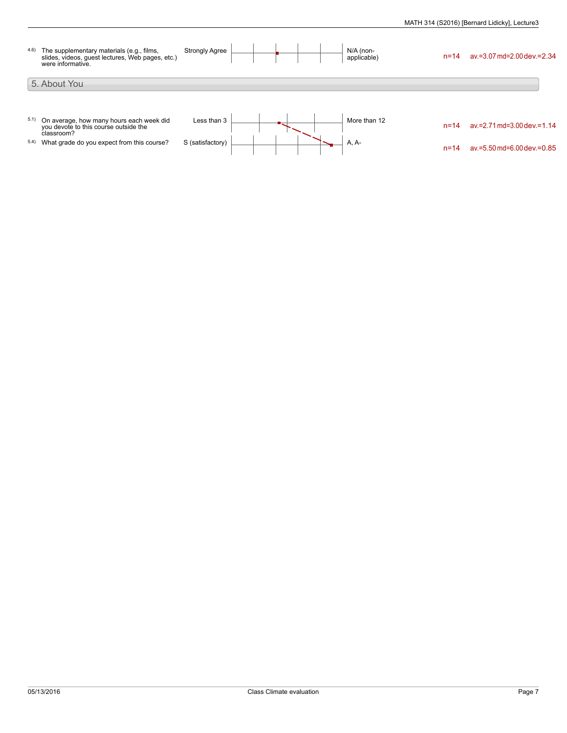4.6) The supplementary materials (e.g., films, slides, videos, guest lectures, Web pages, etc.) were informative.

Strongly Agree — N/A (non-applicable)

n=14 av.=3.07 md=2.00 dev.=2.34

## 5. About You

5.1) On average, how many hours each week did you devote to this course outside the classroom?

Less than 3 — More than 12

n=14 av.=2.71 md=3.00 dev.=1.14

5.4) What grade do you expect from this course?

S (satisfactory) — A, A-

n=14 av.=5.50 md=6.00 dev.=0.85